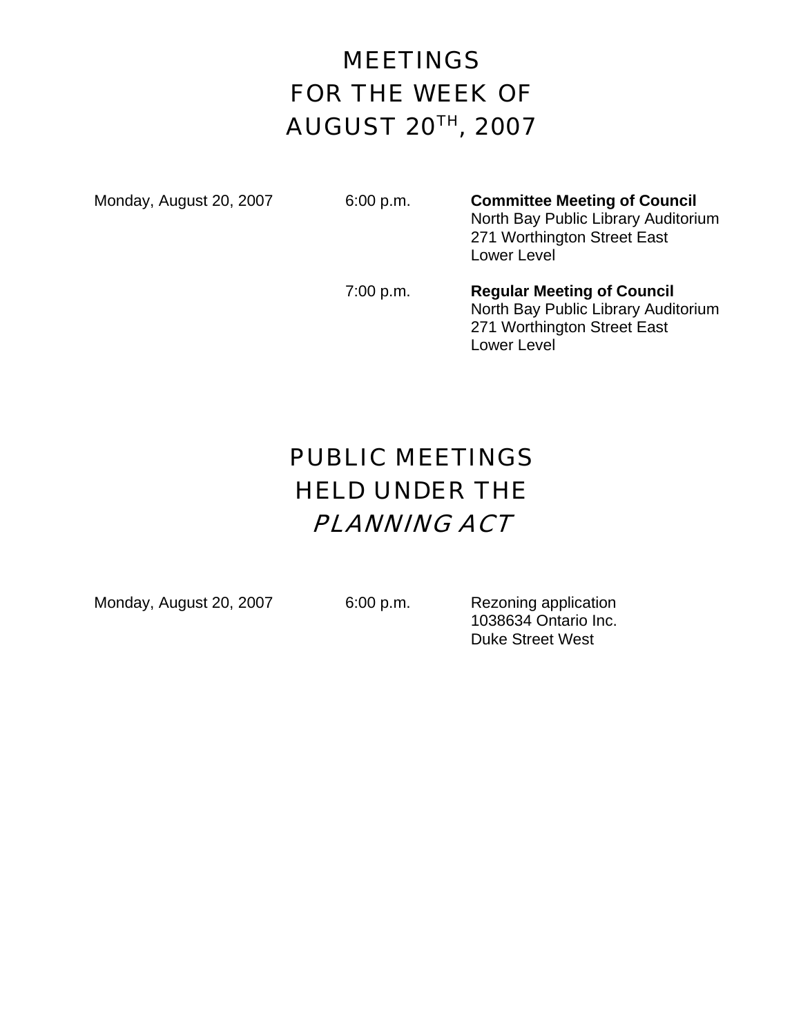# MEETINGS
# FOR THE WEEK OF
# AUGUST 20TH, 2007

| | | |
|---|---|---|
| Monday, August 20, 2007 | 6:00 p.m. | **Committee Meeting of Council**<br>North Bay Public Library Auditorium<br>271 Worthington Street East<br>Lower Level |
| | 7:00 p.m. | **Regular Meeting of Council**<br>North Bay Public Library Auditorium<br>271 Worthington Street East<br>Lower Level |

# PUBLIC MEETINGS
# HELD UNDER THE
# *PLANNING ACT*

| | | |
|---|---|---|
| Monday, August 20, 2007 | 6:00 p.m. | Rezoning application<br>1038634 Ontario Inc.<br>Duke Street West |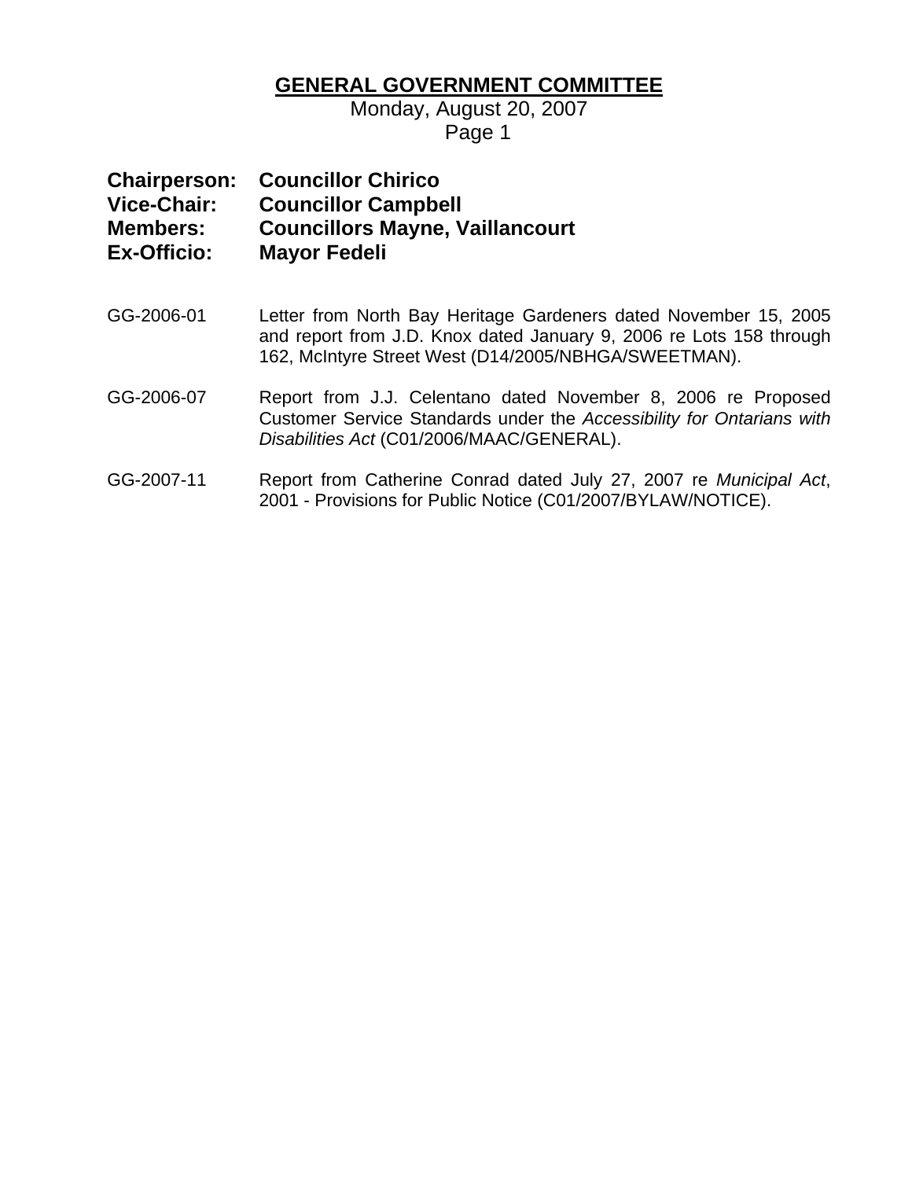# GENERAL GOVERNMENT COMMITTEE

Monday, August 20, 2007

**Chairperson:** **Councillor Chirico**
**Vice-Chair:** **Councillor Campbell**
**Members:** **Councillors Mayne, Vaillancourt**
**Ex-Officio:** **Mayor Fedeli**

GG-2006-01 Letter from North Bay Heritage Gardeners dated November 15, 2005 and report from J.D. Knox dated January 9, 2006 re Lots 158 through 162, McIntyre Street West (D14/2005/NBHGA/SWEETMAN).

GG-2006-07 Report from J.J. Celentano dated November 8, 2006 re Proposed Customer Service Standards under the *Accessibility for Ontarians with Disabilities Act* (C01/2006/MAAC/GENERAL).

GG-2007-11 Report from Catherine Conrad dated July 27, 2007 re *Municipal Act*, 2001 - Provisions for Public Notice (C01/2007/BYLAW/NOTICE).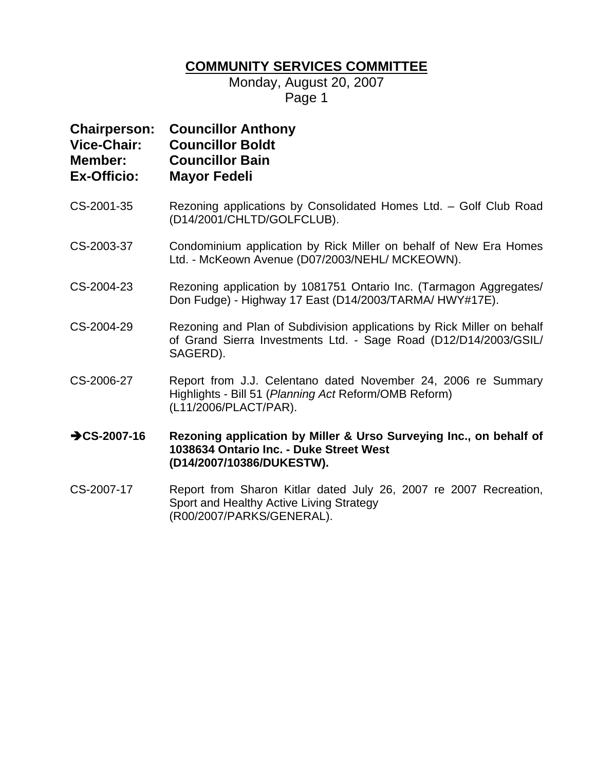# COMMUNITY SERVICES COMMITTEE

Monday, August 20, 2007

**Chairperson:** **Councillor Anthony**
**Vice-Chair:** **Councillor Boldt**
**Member:** **Councillor Bain**
**Ex-Officio:** **Mayor Fedeli**

CS-2001-35 Rezoning applications by Consolidated Homes Ltd. – Golf Club Road (D14/2001/CHLTD/GOLFCLUB).

CS-2003-37 Condominium application by Rick Miller on behalf of New Era Homes Ltd. - McKeown Avenue (D07/2003/NEHL/ MCKEOWN).

CS-2004-23 Rezoning application by 1081751 Ontario Inc. (Tarmagon Aggregates/ Don Fudge) - Highway 17 East (D14/2003/TARMA/ HWY#17E).

CS-2004-29 Rezoning and Plan of Subdivision applications by Rick Miller on behalf of Grand Sierra Investments Ltd. - Sage Road (D12/D14/2003/GSIL/ SAGERD).

CS-2006-27 Report from J.J. Celentano dated November 24, 2006 re Summary Highlights - Bill 51 (*Planning Act* Reform/OMB Reform) (L11/2006/PLACT/PAR).

**➔CS-2007-16** **Rezoning application by Miller & Urso Surveying Inc., on behalf of 1038634 Ontario Inc. - Duke Street West (D14/2007/10386/DUKESTW).**

CS-2007-17 Report from Sharon Kitlar dated July 26, 2007 re 2007 Recreation, Sport and Healthy Active Living Strategy (R00/2007/PARKS/GENERAL).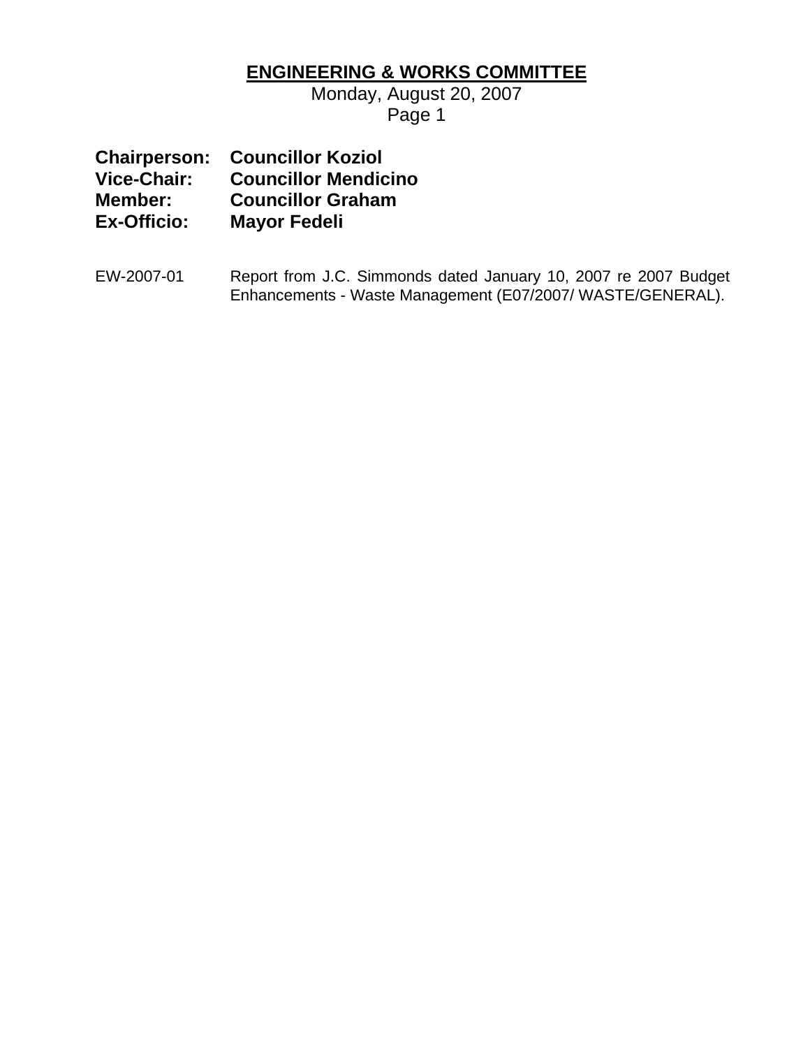# ENGINEERING & WORKS COMMITTEE

Monday, August 20, 2007

**Chairperson: Councillor Koziol**
**Vice-Chair: Councillor Mendicino**
**Member: Councillor Graham**
**Ex-Officio: Mayor Fedeli**

EW-2007-01 Report from J.C. Simmonds dated January 10, 2007 re 2007 Budget Enhancements - Waste Management (E07/2007/ WASTE/GENERAL).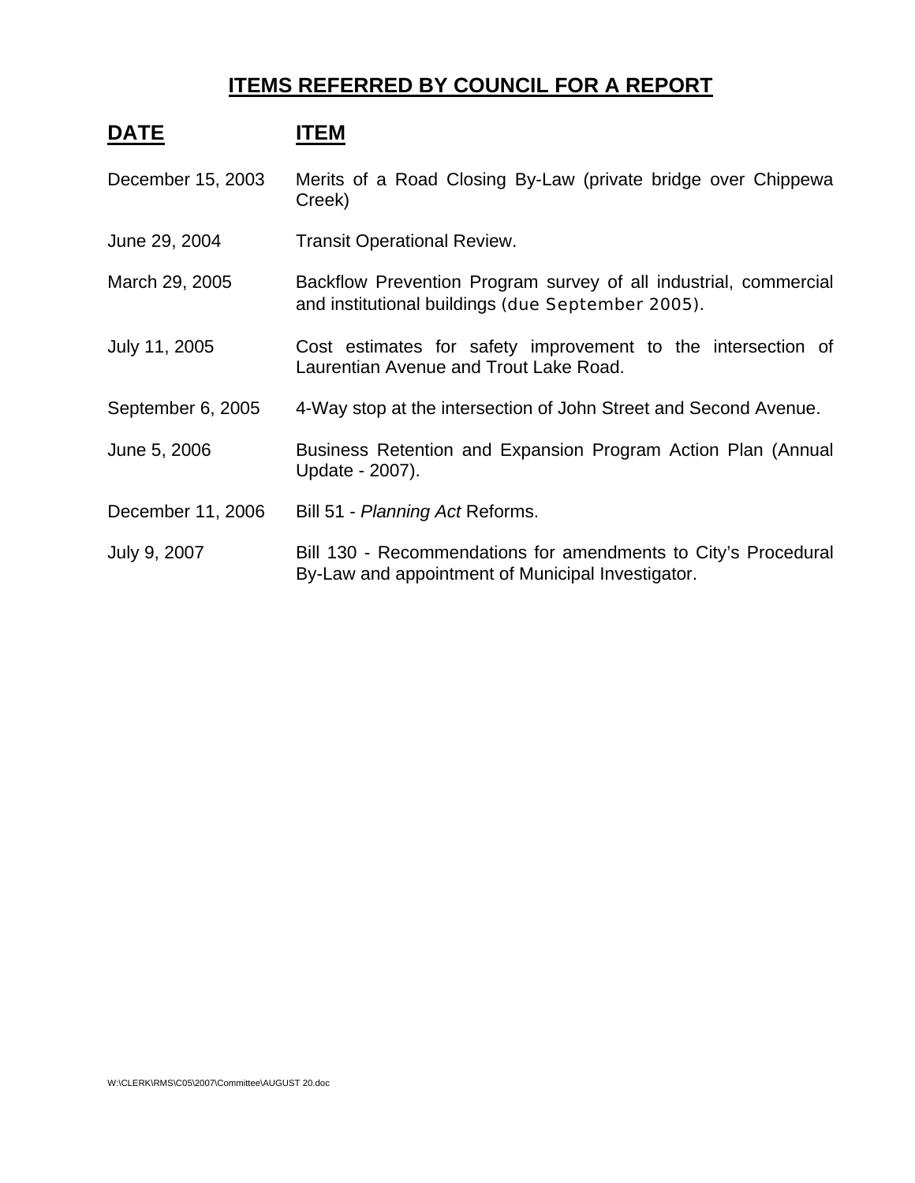# ITEMS REFERRED BY COUNCIL FOR A REPORT

| DATE | ITEM |
|---|---|
| December 15, 2003 | Merits of a Road Closing By-Law (private bridge over Chippewa Creek) |
| June 29, 2004 | Transit Operational Review. |
| March 29, 2005 | Backflow Prevention Program survey of all industrial, commercial and institutional buildings (due September 2005). |
| July 11, 2005 | Cost estimates for safety improvement to the intersection of Laurentian Avenue and Trout Lake Road. |
| September 6, 2005 | 4-Way stop at the intersection of John Street and Second Avenue. |
| June 5, 2006 | Business Retention and Expansion Program Action Plan (Annual Update - 2007). |
| December 11, 2006 | Bill 51 - *Planning Act* Reforms. |
| July 9, 2007 | Bill 130 - Recommendations for amendments to City's Procedural By-Law and appointment of Municipal Investigator. |

W:\CLERK\RMS\C05\2007\Committee\AUGUST 20.doc